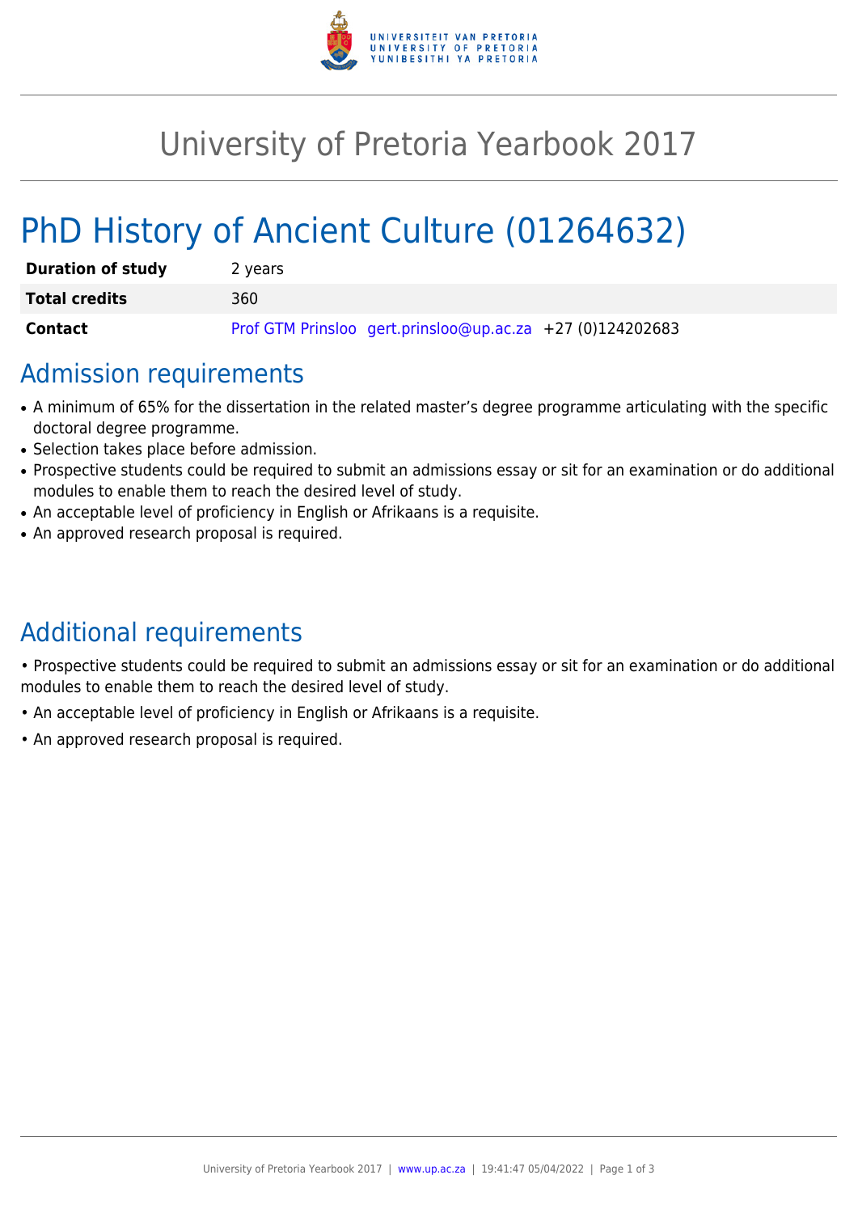# University of Pretoria Yearbook 2017

# PhD History of Ancient Culture (01264632)

| | |
|---|---|
| **Duration of study** | 2 years |
| **Total credits** | 360 |
| **Contact** | Prof GTM Prinsloo gert.prinsloo@up.ac.za +27 (0)124202683 |

## Admission requirements

- A minimum of 65% for the dissertation in the related master's degree programme articulating with the specific doctoral degree programme.
- Selection takes place before admission.
- Prospective students could be required to submit an admissions essay or sit for an examination or do additional modules to enable them to reach the desired level of study.
- An acceptable level of proficiency in English or Afrikaans is a requisite.
- An approved research proposal is required.

## Additional requirements

• Prospective students could be required to submit an admissions essay or sit for an examination or do additional modules to enable them to reach the desired level of study.

• An acceptable level of proficiency in English or Afrikaans is a requisite.

• An approved research proposal is required.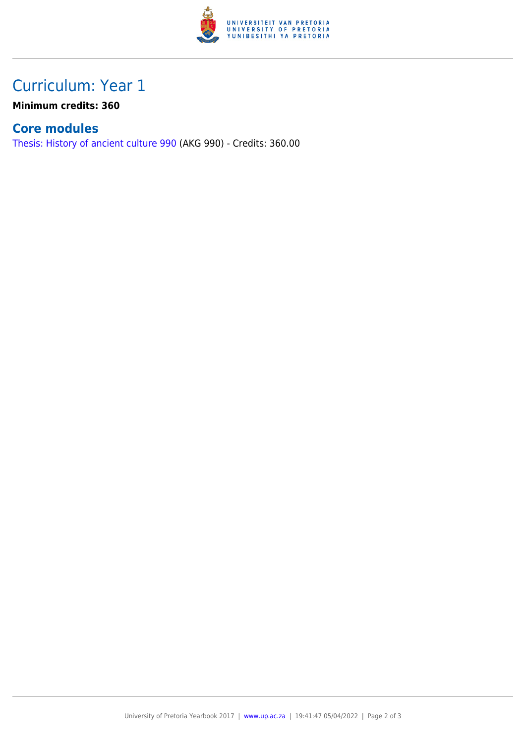# Curriculum: Year 1

**Minimum credits: 360**

## Core modules

Thesis: History of ancient culture 990 (AKG 990) - Credits: 360.00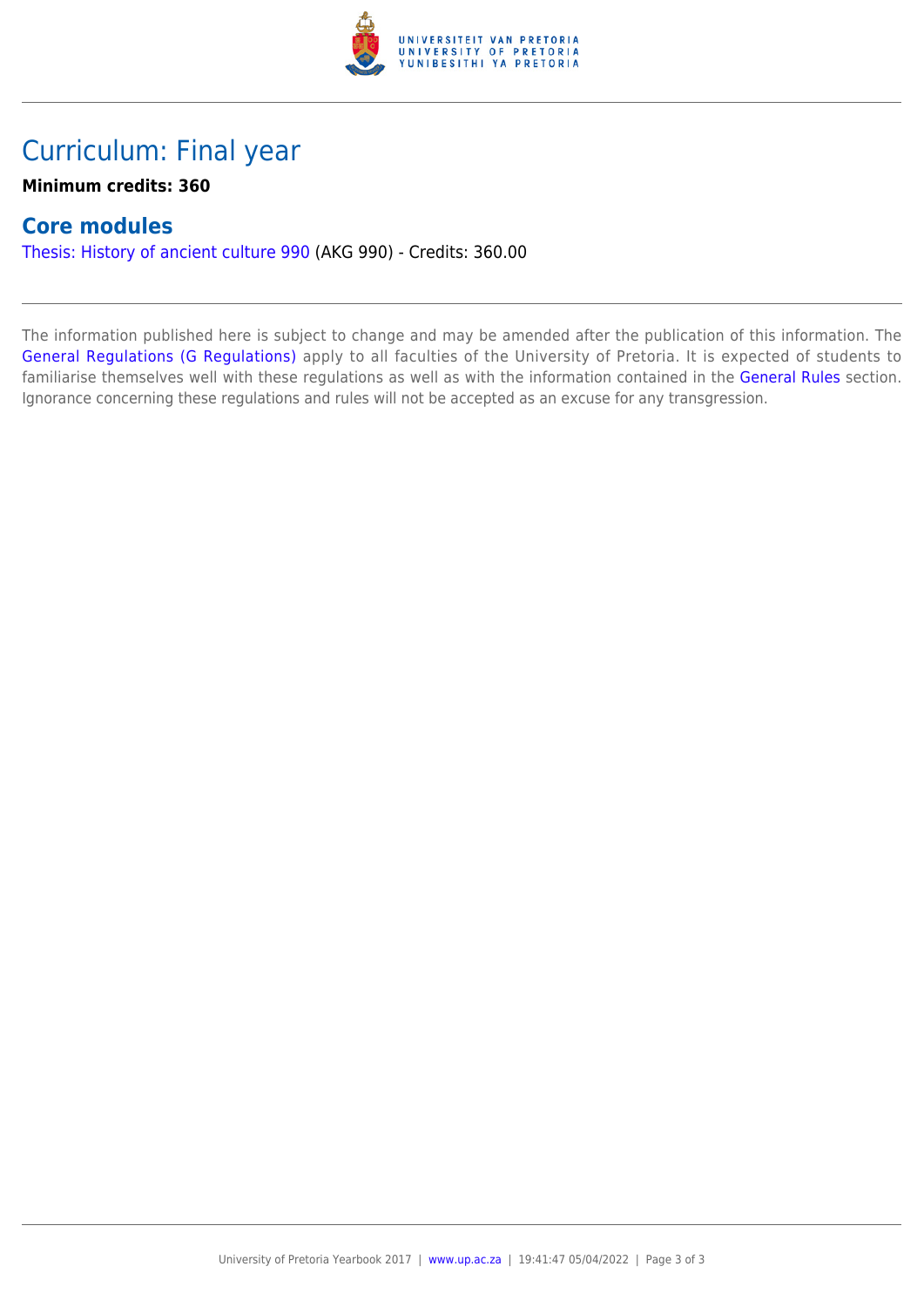# Curriculum: Final year

**Minimum credits: 360**

## Core modules

Thesis: History of ancient culture 990 (AKG 990) - Credits: 360.00

The information published here is subject to change and may be amended after the publication of this information. The General Regulations (G Regulations) apply to all faculties of the University of Pretoria. It is expected of students to familiarise themselves well with these regulations as well as with the information contained in the General Rules section. Ignorance concerning these regulations and rules will not be accepted as an excuse for any transgression.